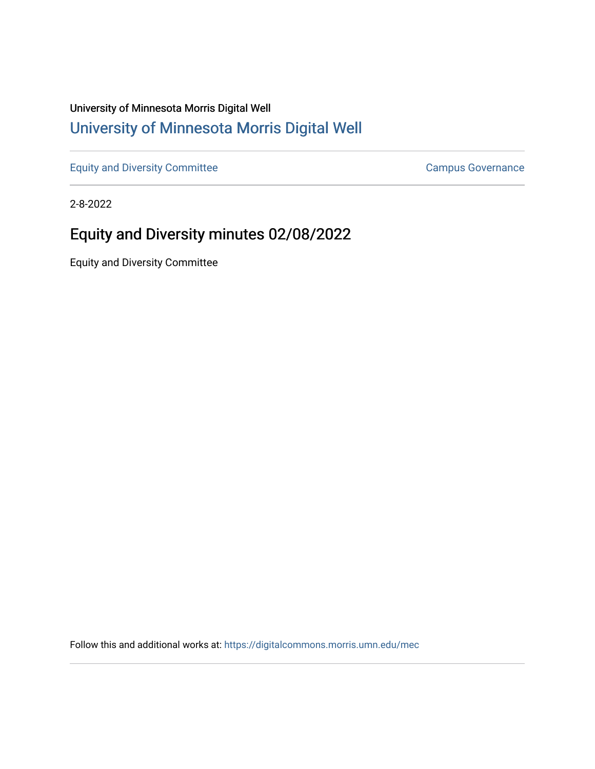University of Minnesota Morris Digital Well

[University of Minnesota Morris Digital Well](https://digitalcommons.morris.umn.edu)

[Equity and Diversity Committee](https://digitalcommons.morris.umn.edu/mec) [Campus Governance](https://digitalcommons.morris.umn.edu)

2-8-2022

# Equity and Diversity minutes 02/08/2022

Equity and Diversity Committee

Follow this and additional works at: https://digitalcommons.morris.umn.edu/mec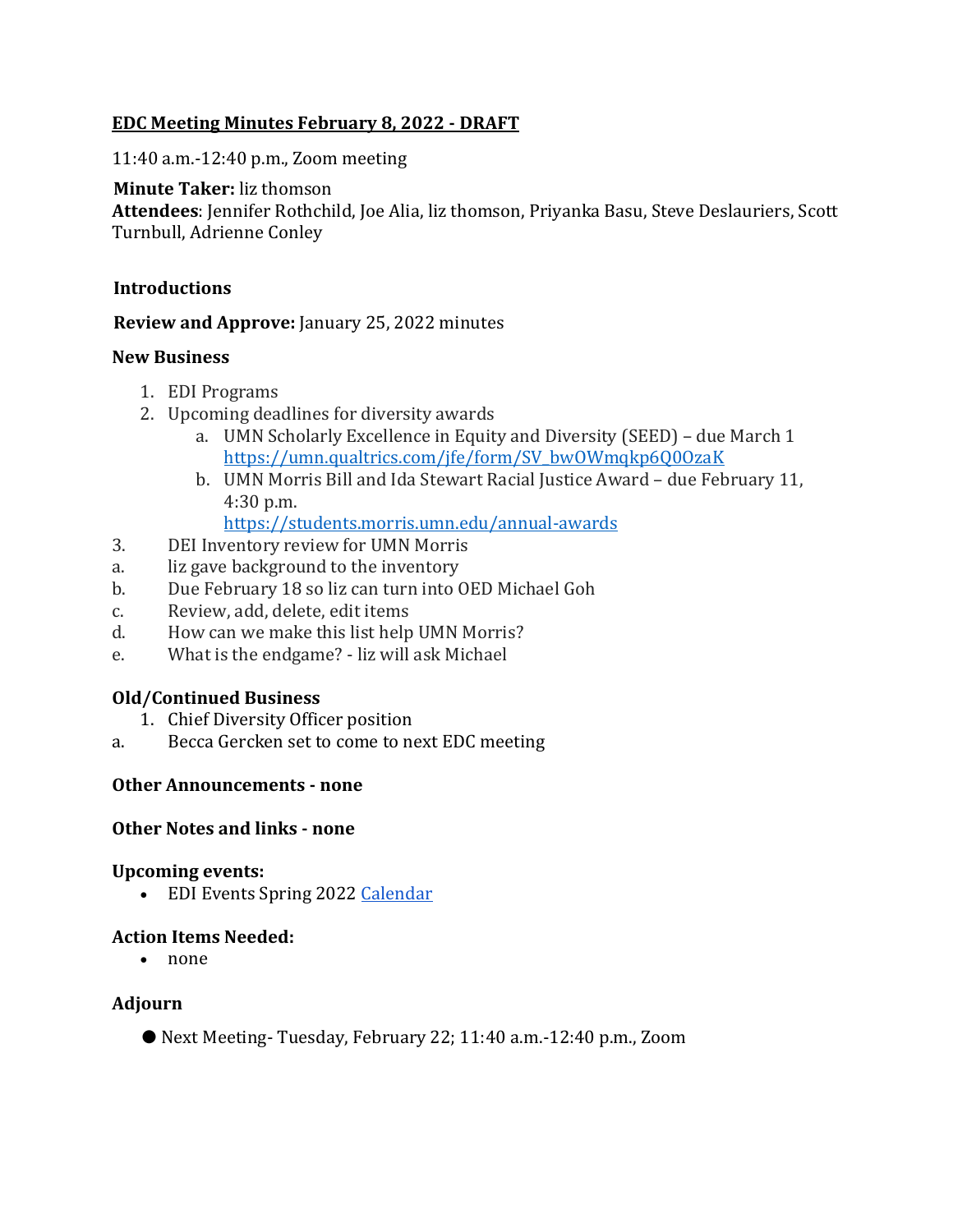**EDC Meeting Minutes February 8, 2022 - DRAFT**

11:40 a.m.-12:40 p.m., Zoom meeting

**Minute Taker:** liz thomson
**Attendees**: Jennifer Rothchild, Joe Alia, liz thomson, Priyanka Basu, Steve Deslauriers, Scott Turnbull, Adrienne Conley

**Introductions**

**Review and Approve:** January 25, 2022 minutes

**New Business**

1. EDI Programs
2. Upcoming deadlines for diversity awards
   a. UMN Scholarly Excellence in Equity and Diversity (SEED) – due March 1 https://umn.qualtrics.com/jfe/form/SV_bwOWmqkp6Q0OzaK
   b. UMN Morris Bill and Ida Stewart Racial Justice Award – due February 11, 4:30 p.m. https://students.morris.umn.edu/annual-awards

3. DEI Inventory review for UMN Morris
   a. liz gave background to the inventory
   b. Due February 18 so liz can turn into OED Michael Goh
   c. Review, add, delete, edit items
   d. How can we make this list help UMN Morris?
   e. What is the endgame? - liz will ask Michael

**Old/Continued Business**

1. Chief Diversity Officer position
   a. Becca Gercken set to come to next EDC meeting

**Other Announcements - none**

**Other Notes and links - none**

**Upcoming events:**

- EDI Events Spring 2022 Calendar

**Action Items Needed:**

- none

**Adjourn**

- Next Meeting- Tuesday, February 22; 11:40 a.m.-12:40 p.m., Zoom